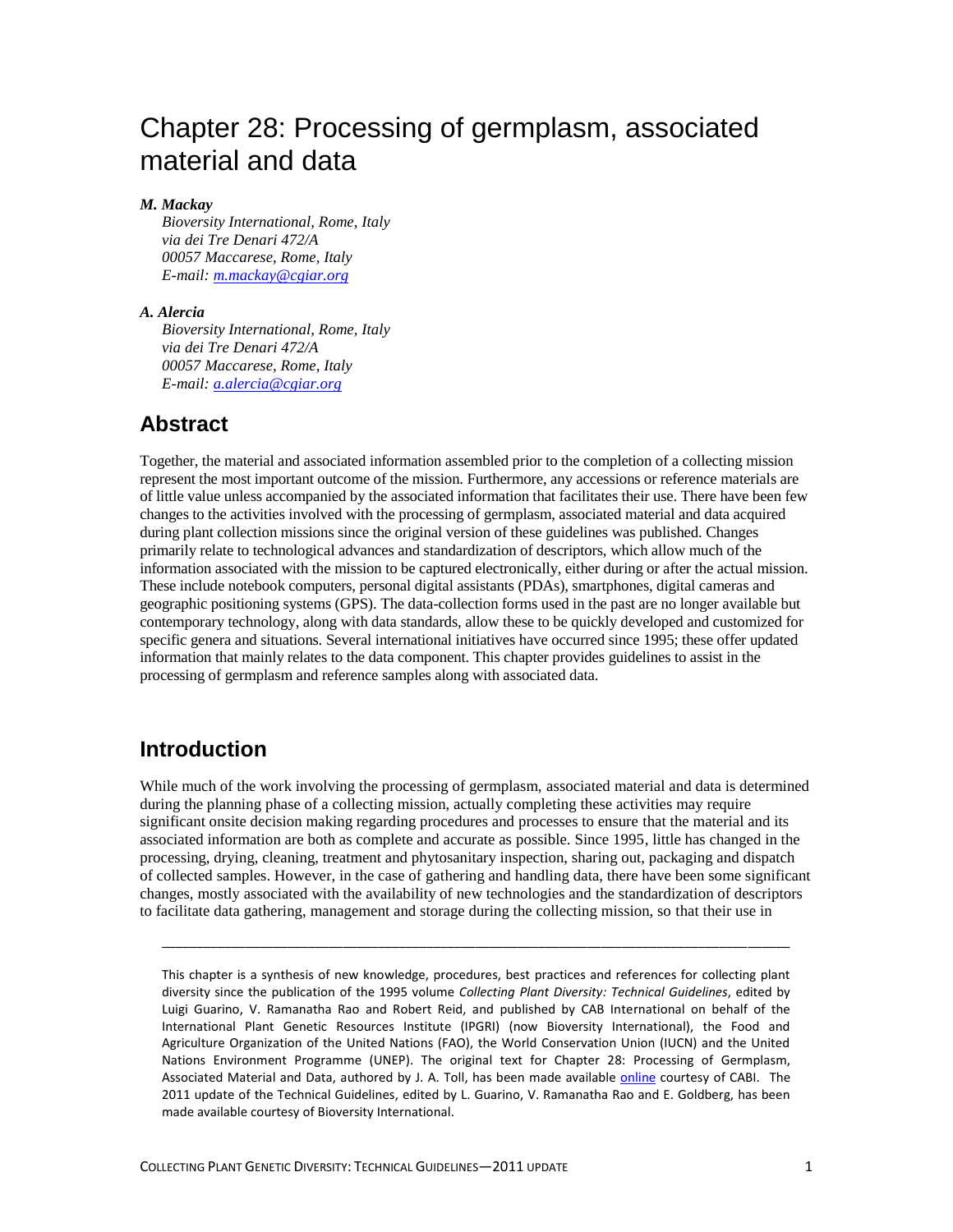# Chapter 28: Processing of germplasm, associated material and data

***M. Mackay***

*Bioversity International, Rome, Italy*
*via dei Tre Denari 472/A*
*00057 Maccarese, Rome, Italy*
*E-mail: m.mackay@cgiar.org*

***A. Alercia***

*Bioversity International, Rome, Italy*
*via dei Tre Denari 472/A*
*00057 Maccarese, Rome, Italy*
*E-mail: a.alercia@cgiar.org*

## Abstract

Together, the material and associated information assembled prior to the completion of a collecting mission represent the most important outcome of the mission. Furthermore, any accessions or reference materials are of little value unless accompanied by the associated information that facilitates their use. There have been few changes to the activities involved with the processing of germplasm, associated material and data acquired during plant collection missions since the original version of these guidelines was published. Changes primarily relate to technological advances and standardization of descriptors, which allow much of the information associated with the mission to be captured electronically, either during or after the actual mission. These include notebook computers, personal digital assistants (PDAs), smartphones, digital cameras and geographic positioning systems (GPS). The data-collection forms used in the past are no longer available but contemporary technology, along with data standards, allow these to be quickly developed and customized for specific genera and situations. Several international initiatives have occurred since 1995; these offer updated information that mainly relates to the data component. This chapter provides guidelines to assist in the processing of germplasm and reference samples along with associated data.

## Introduction

While much of the work involving the processing of germplasm, associated material and data is determined during the planning phase of a collecting mission, actually completing these activities may require significant onsite decision making regarding procedures and processes to ensure that the material and its associated information are both as complete and accurate as possible. Since 1995, little has changed in the processing, drying, cleaning, treatment and phytosanitary inspection, sharing out, packaging and dispatch of collected samples. However, in the case of gathering and handling data, there have been some significant changes, mostly associated with the availability of new technologies and the standardization of descriptors to facilitate data gathering, management and storage during the collecting mission, so that their use in

---

This chapter is a synthesis of new knowledge, procedures, best practices and references for collecting plant diversity since the publication of the 1995 volume *Collecting Plant Diversity: Technical Guidelines*, edited by Luigi Guarino, V. Ramanatha Rao and Robert Reid, and published by CAB International on behalf of the International Plant Genetic Resources Institute (IPGRI) (now Bioversity International), the Food and Agriculture Organization of the United Nations (FAO), the World Conservation Union (IUCN) and the United Nations Environment Programme (UNEP). The original text for Chapter 28: Processing of Germplasm, Associated Material and Data, authored by J. A. Toll, has been made available online courtesy of CABI. The 2011 update of the Technical Guidelines, edited by L. Guarino, V. Ramanatha Rao and E. Goldberg, has been made available courtesy of Bioversity International.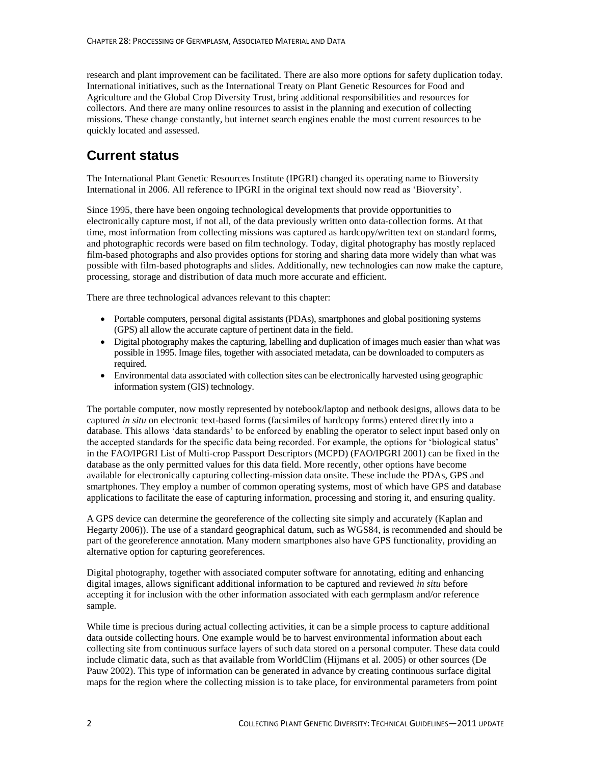research and plant improvement can be facilitated. There are also more options for safety duplication today. International initiatives, such as the International Treaty on Plant Genetic Resources for Food and Agriculture and the Global Crop Diversity Trust, bring additional responsibilities and resources for collectors. And there are many online resources to assist in the planning and execution of collecting missions. These change constantly, but internet search engines enable the most current resources to be quickly located and assessed.

## Current status

The International Plant Genetic Resources Institute (IPGRI) changed its operating name to Bioversity International in 2006. All reference to IPGRI in the original text should now read as 'Bioversity'.

Since 1995, there have been ongoing technological developments that provide opportunities to electronically capture most, if not all, of the data previously written onto data-collection forms. At that time, most information from collecting missions was captured as hardcopy/written text on standard forms, and photographic records were based on film technology. Today, digital photography has mostly replaced film-based photographs and also provides options for storing and sharing data more widely than what was possible with film-based photographs and slides. Additionally, new technologies can now make the capture, processing, storage and distribution of data much more accurate and efficient.

There are three technological advances relevant to this chapter:

- Portable computers, personal digital assistants (PDAs), smartphones and global positioning systems (GPS) all allow the accurate capture of pertinent data in the field.
- Digital photography makes the capturing, labelling and duplication of images much easier than what was possible in 1995. Image files, together with associated metadata, can be downloaded to computers as required.
- Environmental data associated with collection sites can be electronically harvested using geographic information system (GIS) technology.

The portable computer, now mostly represented by notebook/laptop and netbook designs, allows data to be captured *in situ* on electronic text-based forms (facsimiles of hardcopy forms) entered directly into a database. This allows 'data standards' to be enforced by enabling the operator to select input based only on the accepted standards for the specific data being recorded. For example, the options for 'biological status' in the FAO/IPGRI List of Multi-crop Passport Descriptors (MCPD) (FAO/IPGRI 2001) can be fixed in the database as the only permitted values for this data field. More recently, other options have become available for electronically capturing collecting-mission data onsite. These include the PDAs, GPS and smartphones. They employ a number of common operating systems, most of which have GPS and database applications to facilitate the ease of capturing information, processing and storing it, and ensuring quality.

A GPS device can determine the georeference of the collecting site simply and accurately (Kaplan and Hegarty 2006)). The use of a standard geographical datum, such as WGS84, is recommended and should be part of the georeference annotation. Many modern smartphones also have GPS functionality, providing an alternative option for capturing georeferences.

Digital photography, together with associated computer software for annotating, editing and enhancing digital images, allows significant additional information to be captured and reviewed *in situ* before accepting it for inclusion with the other information associated with each germplasm and/or reference sample.

While time is precious during actual collecting activities, it can be a simple process to capture additional data outside collecting hours. One example would be to harvest environmental information about each collecting site from continuous surface layers of such data stored on a personal computer. These data could include climatic data, such as that available from WorldClim (Hijmans et al. 2005) or other sources (De Pauw 2002). This type of information can be generated in advance by creating continuous surface digital maps for the region where the collecting mission is to take place, for environmental parameters from point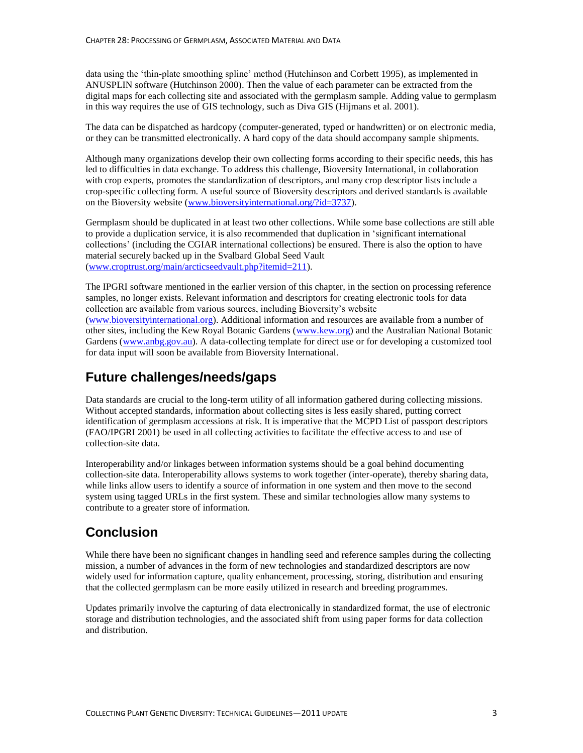data using the 'thin-plate smoothing spline' method (Hutchinson and Corbett 1995), as implemented in ANUSPLIN software (Hutchinson 2000). Then the value of each parameter can be extracted from the digital maps for each collecting site and associated with the germplasm sample. Adding value to germplasm in this way requires the use of GIS technology, such as Diva GIS (Hijmans et al. 2001).

The data can be dispatched as hardcopy (computer-generated, typed or handwritten) or on electronic media, or they can be transmitted electronically. A hard copy of the data should accompany sample shipments.

Although many organizations develop their own collecting forms according to their specific needs, this has led to difficulties in data exchange. To address this challenge, Bioversity International, in collaboration with crop experts, promotes the standardization of descriptors, and many crop descriptor lists include a crop-specific collecting form. A useful source of Bioversity descriptors and derived standards is available on the Bioversity website (www.bioversityinternational.org/?id=3737).

Germplasm should be duplicated in at least two other collections. While some base collections are still able to provide a duplication service, it is also recommended that duplication in 'significant international collections' (including the CGIAR international collections) be ensured. There is also the option to have material securely backed up in the Svalbard Global Seed Vault (www.croptrust.org/main/arcticseedvault.php?itemid=211).

The IPGRI software mentioned in the earlier version of this chapter, in the section on processing reference samples, no longer exists. Relevant information and descriptors for creating electronic tools for data collection are available from various sources, including Bioversity's website (www.bioversityinternational.org). Additional information and resources are available from a number of other sites, including the Kew Royal Botanic Gardens (www.kew.org) and the Australian National Botanic Gardens (www.anbg.gov.au). A data-collecting template for direct use or for developing a customized tool for data input will soon be available from Bioversity International.

## Future challenges/needs/gaps

Data standards are crucial to the long-term utility of all information gathered during collecting missions. Without accepted standards, information about collecting sites is less easily shared, putting correct identification of germplasm accessions at risk. It is imperative that the MCPD List of passport descriptors (FAO/IPGRI 2001) be used in all collecting activities to facilitate the effective access to and use of collection-site data.

Interoperability and/or linkages between information systems should be a goal behind documenting collection-site data. Interoperability allows systems to work together (inter-operate), thereby sharing data, while links allow users to identify a source of information in one system and then move to the second system using tagged URLs in the first system. These and similar technologies allow many systems to contribute to a greater store of information.

## Conclusion

While there have been no significant changes in handling seed and reference samples during the collecting mission, a number of advances in the form of new technologies and standardized descriptors are now widely used for information capture, quality enhancement, processing, storing, distribution and ensuring that the collected germplasm can be more easily utilized in research and breeding programmes.

Updates primarily involve the capturing of data electronically in standardized format, the use of electronic storage and distribution technologies, and the associated shift from using paper forms for data collection and distribution.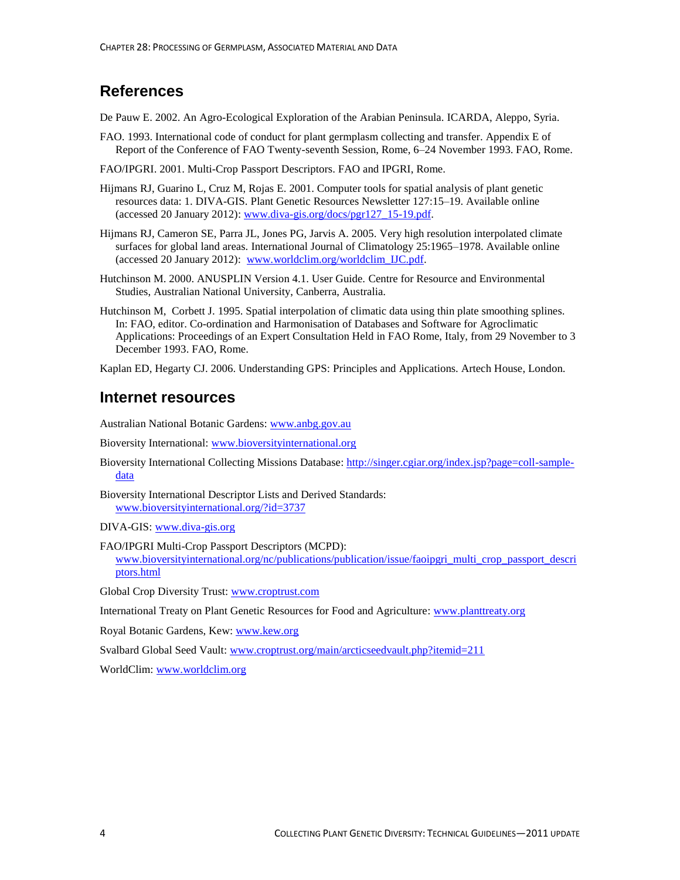## References

De Pauw E. 2002. An Agro-Ecological Exploration of the Arabian Peninsula. ICARDA, Aleppo, Syria.

FAO. 1993. International code of conduct for plant germplasm collecting and transfer. Appendix E of Report of the Conference of FAO Twenty-seventh Session, Rome, 6–24 November 1993. FAO, Rome.

FAO/IPGRI. 2001. Multi-Crop Passport Descriptors. FAO and IPGRI, Rome.

Hijmans RJ, Guarino L, Cruz M, Rojas E. 2001. Computer tools for spatial analysis of plant genetic resources data: 1. DIVA-GIS. Plant Genetic Resources Newsletter 127:15–19. Available online (accessed 20 January 2012): www.diva-gis.org/docs/pgr127_15-19.pdf.

Hijmans RJ, Cameron SE, Parra JL, Jones PG, Jarvis A. 2005. Very high resolution interpolated climate surfaces for global land areas. International Journal of Climatology 25:1965–1978. Available online (accessed 20 January 2012): www.worldclim.org/worldclim_IJC.pdf.

Hutchinson M. 2000. ANUSPLIN Version 4.1. User Guide. Centre for Resource and Environmental Studies, Australian National University, Canberra, Australia.

Hutchinson M, Corbett J. 1995. Spatial interpolation of climatic data using thin plate smoothing splines. In: FAO, editor. Co-ordination and Harmonisation of Databases and Software for Agroclimatic Applications: Proceedings of an Expert Consultation Held in FAO Rome, Italy, from 29 November to 3 December 1993. FAO, Rome.

Kaplan ED, Hegarty CJ. 2006. Understanding GPS: Principles and Applications. Artech House, London.

## Internet resources

Australian National Botanic Gardens: www.anbg.gov.au

Bioversity International: www.bioversityinternational.org

Bioversity International Collecting Missions Database: http://singer.cgiar.org/index.jsp?page=coll-sample-data

Bioversity International Descriptor Lists and Derived Standards: www.bioversityinternational.org/?id=3737

DIVA-GIS: www.diva-gis.org

FAO/IPGRI Multi-Crop Passport Descriptors (MCPD): www.bioversityinternational.org/nc/publications/publication/issue/faoipgri_multi_crop_passport_descriptors.html

Global Crop Diversity Trust: www.croptrust.com

International Treaty on Plant Genetic Resources for Food and Agriculture: www.planttreaty.org

Royal Botanic Gardens, Kew: www.kew.org

Svalbard Global Seed Vault: www.croptrust.org/main/arcticseedvault.php?itemid=211

WorldClim: www.worldclim.org